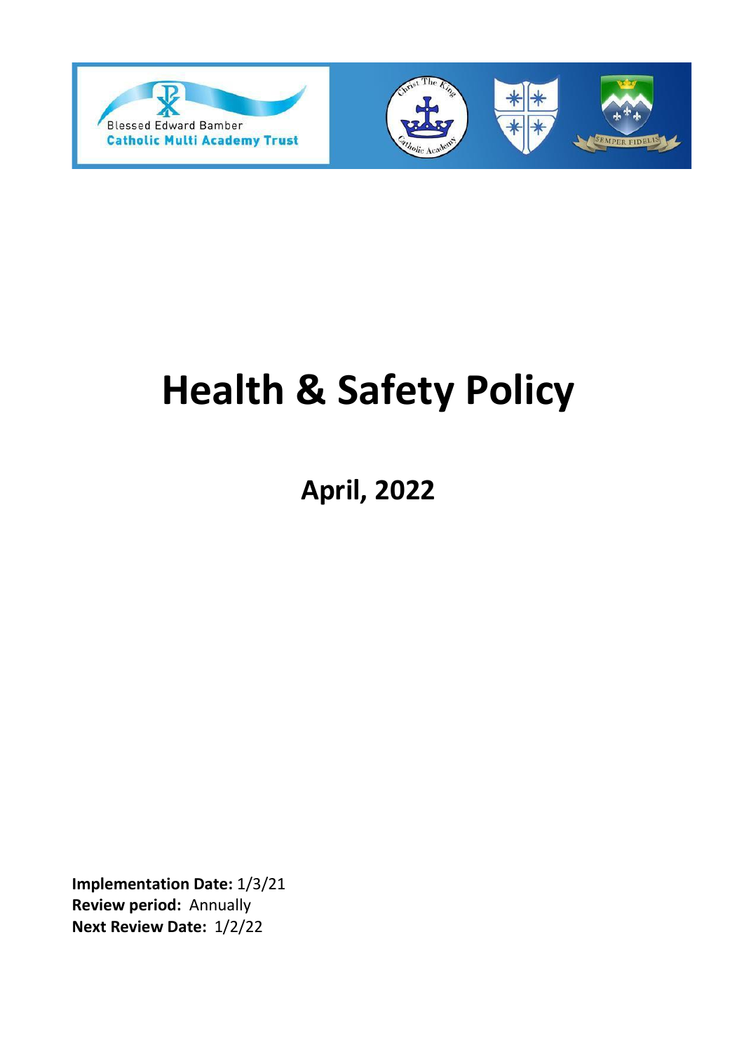Blessed Edward Bamber
Catholic Multi Academy Trust

# Health & Safety Policy

## April, 2022

**Implementation Date:** 1/3/21
**Review period:** Annually
**Next Review Date:** 1/2/22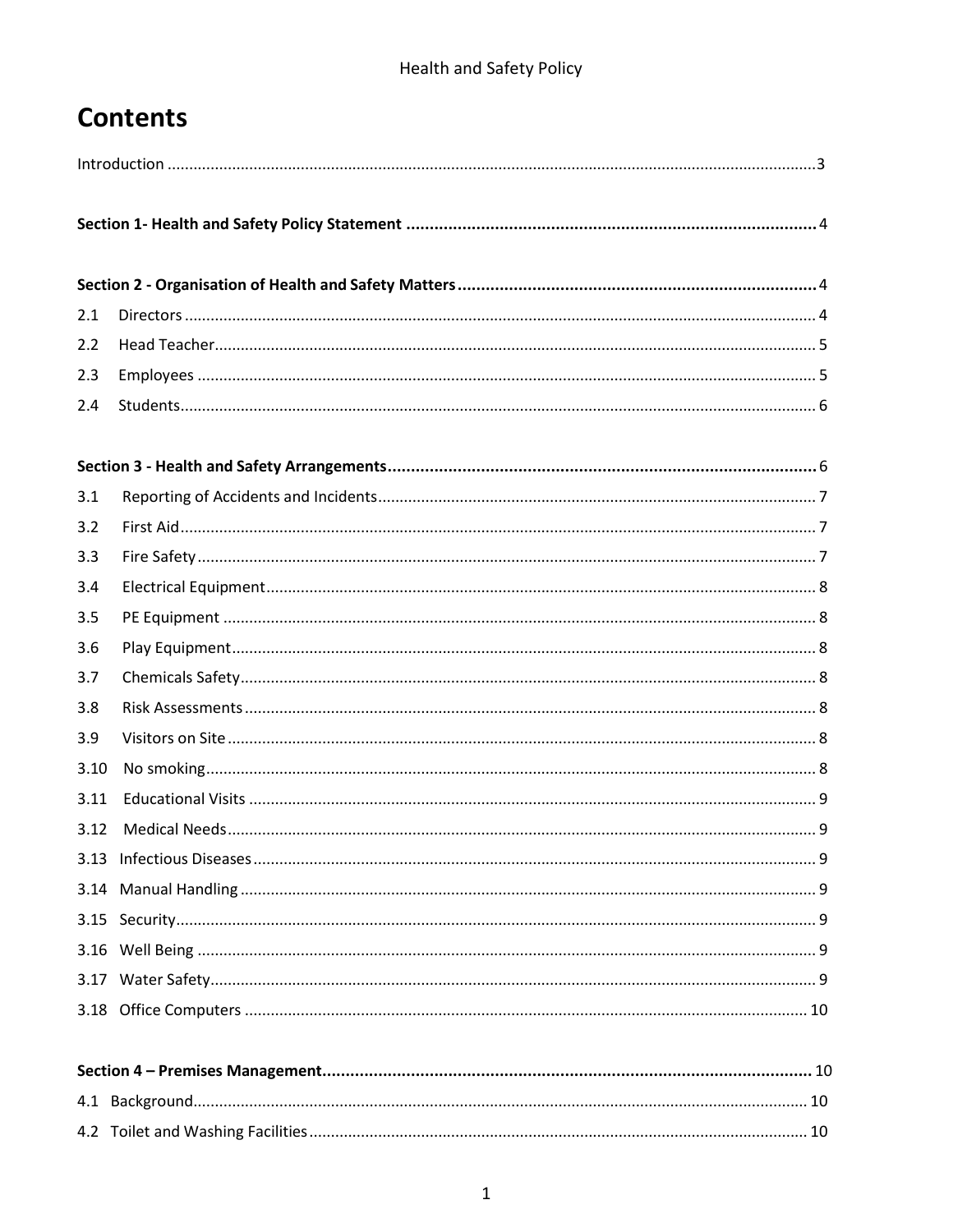# Contents

Introduction ........................................................................................................................................3

**Section 1- Health and Safety Policy Statement** ........................................................................................4

**Section 2 - Organisation of Health and Safety Matters** .............................................................................4

2.1 Directors .................................................................................................................................. 4

2.2 Head Teacher............................................................................................................................ 5

2.3 Employees ............................................................................................................................... 5

2.4 Students.................................................................................................................................... 6

**Section 3 - Health and Safety Arrangements** ............................................................................................6

3.1 Reporting of Accidents and Incidents..................................................................................... 7

3.2 First Aid.................................................................................................................................... 7

3.3 Fire Safety ............................................................................................................................... 7

3.4 Electrical Equipment................................................................................................................ 8

3.5 PE Equipment .......................................................................................................................... 8

3.6 Play Equipment........................................................................................................................ 8

3.7 Chemicals Safety...................................................................................................................... 8

3.8 Risk Assessments ..................................................................................................................... 8

3.9 Visitors on Site ......................................................................................................................... 8

3.10 No smoking.............................................................................................................................. 8

3.11 Educational Visits .................................................................................................................... 9

3.12 Medical Needs.......................................................................................................................... 9

3.13 Infectious Diseases................................................................................................................... 9

3.14 Manual Handling ..................................................................................................................... 9

3.15 Security..................................................................................................................................... 9

3.16 Well Being ............................................................................................................................... 9

3.17 Water Safety............................................................................................................................. 9

3.18 Office Computers ................................................................................................................... 10

**Section 4 – Premises Management**........................................................................................................ 10

4.1 Background.............................................................................................................................. 10

4.2 Toilet and Washing Facilities.................................................................................................... 10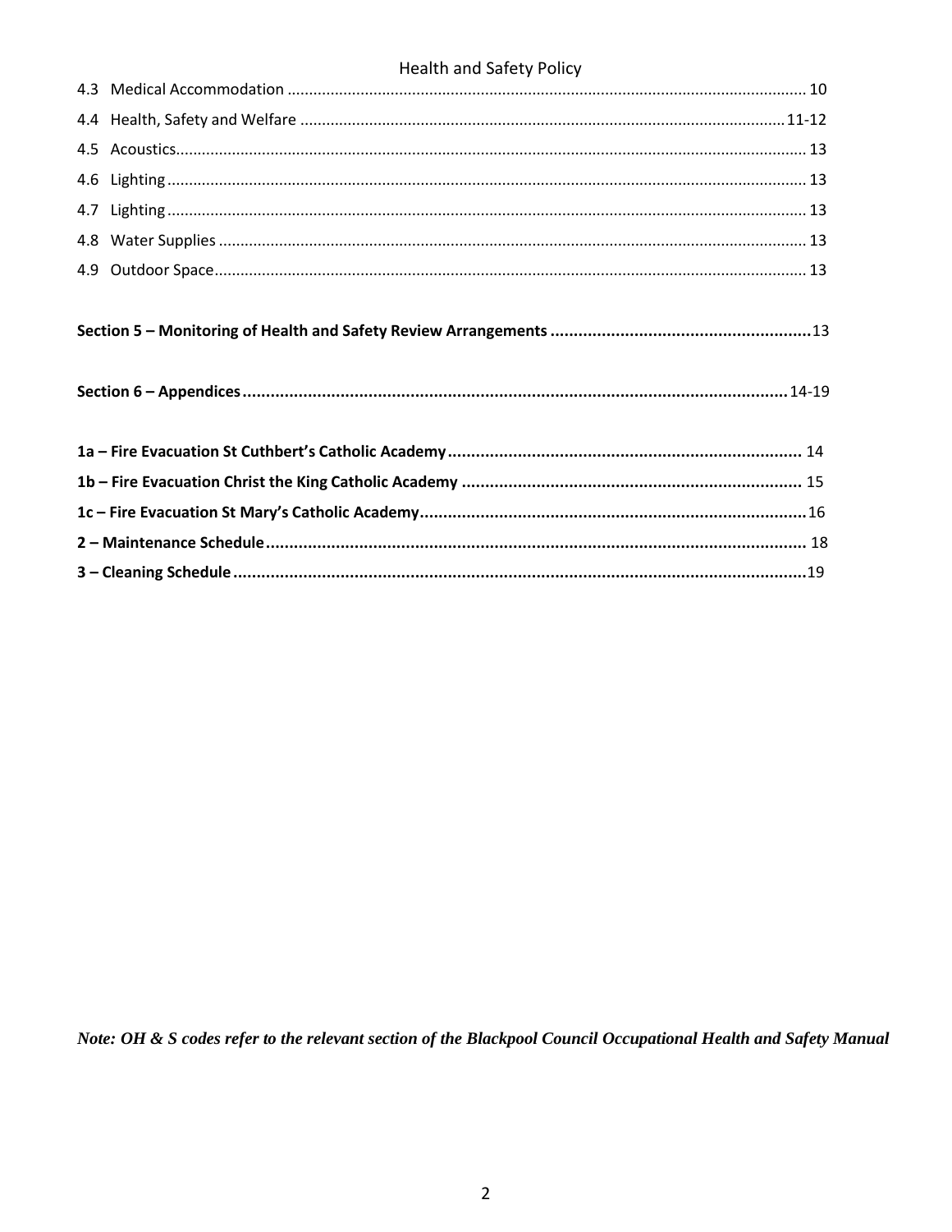4.3 Medical Accommodation ........................................................................................................................ 10

4.4 Health, Safety and Welfare ................................................................................................................ 11-12

4.5 Acoustics................................................................................................................................................ 13

4.6 Lighting ................................................................................................................................................... 13

4.7 Lighting ................................................................................................................................................... 13

4.8 Water Supplies ....................................................................................................................................... 13

4.9 Outdoor Space........................................................................................................................................ 13

**Section 5 – Monitoring of Health and Safety Review Arrangements** ........................................................13

**Section 6 – Appendices**.................................................................................................................. 14-19

**1a – Fire Evacuation St Cuthbert's Catholic Academy**........................................................................... 14

**1b – Fire Evacuation Christ the King Catholic Academy** ......................................................................... 15

**1c – Fire Evacuation St Mary's Catholic Academy**...................................................................................16

**2 – Maintenance Schedule**.................................................................................................................. 18

**3 – Cleaning Schedule**...........................................................................................................................19

***Note: OH & S codes refer to the relevant section of the Blackpool Council Occupational Health and Safety Manual***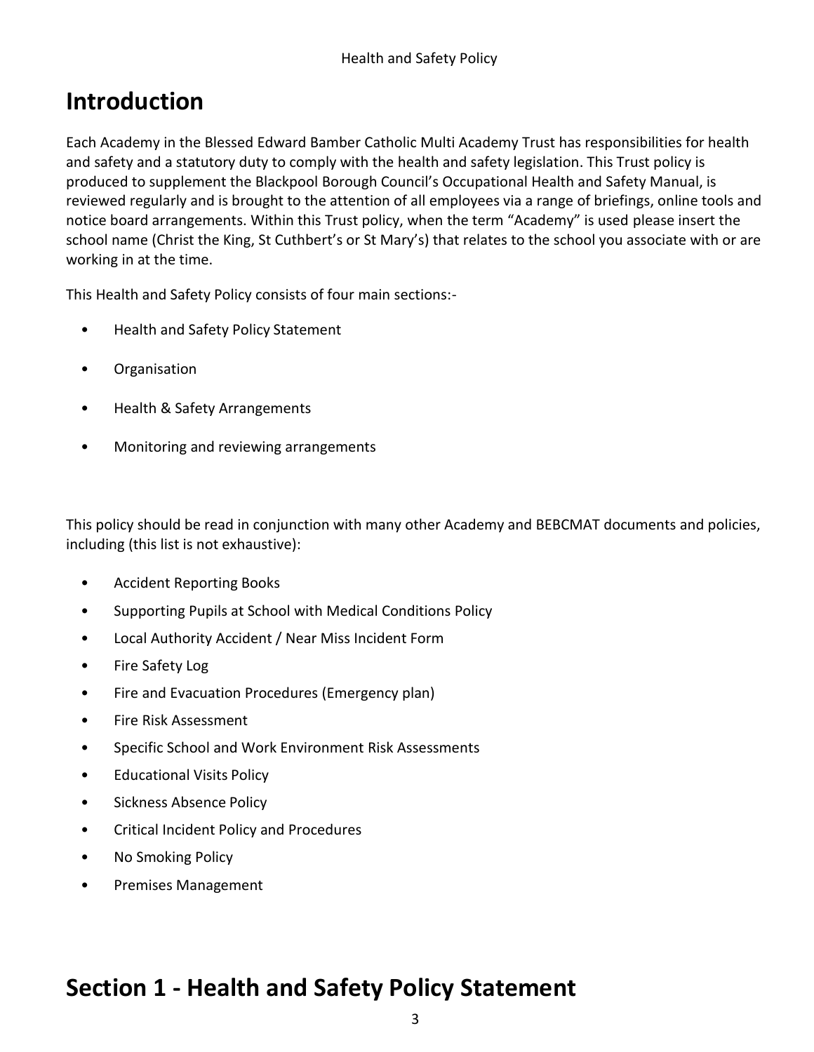# Introduction

Each Academy in the Blessed Edward Bamber Catholic Multi Academy Trust has responsibilities for health and safety and a statutory duty to comply with the health and safety legislation. This Trust policy is produced to supplement the Blackpool Borough Council's Occupational Health and Safety Manual, is reviewed regularly and is brought to the attention of all employees via a range of briefings, online tools and notice board arrangements. Within this Trust policy, when the term "Academy" is used please insert the school name (Christ the King, St Cuthbert's or St Mary's) that relates to the school you associate with or are working in at the time.

This Health and Safety Policy consists of four main sections:-

- Health and Safety Policy Statement
- Organisation
- Health & Safety Arrangements
- Monitoring and reviewing arrangements

This policy should be read in conjunction with many other Academy and BEBCMAT documents and policies, including (this list is not exhaustive):

- Accident Reporting Books
- Supporting Pupils at School with Medical Conditions Policy
- Local Authority Accident / Near Miss Incident Form
- Fire Safety Log
- Fire and Evacuation Procedures (Emergency plan)
- Fire Risk Assessment
- Specific School and Work Environment Risk Assessments
- Educational Visits Policy
- Sickness Absence Policy
- Critical Incident Policy and Procedures
- No Smoking Policy
- Premises Management

# Section 1 - Health and Safety Policy Statement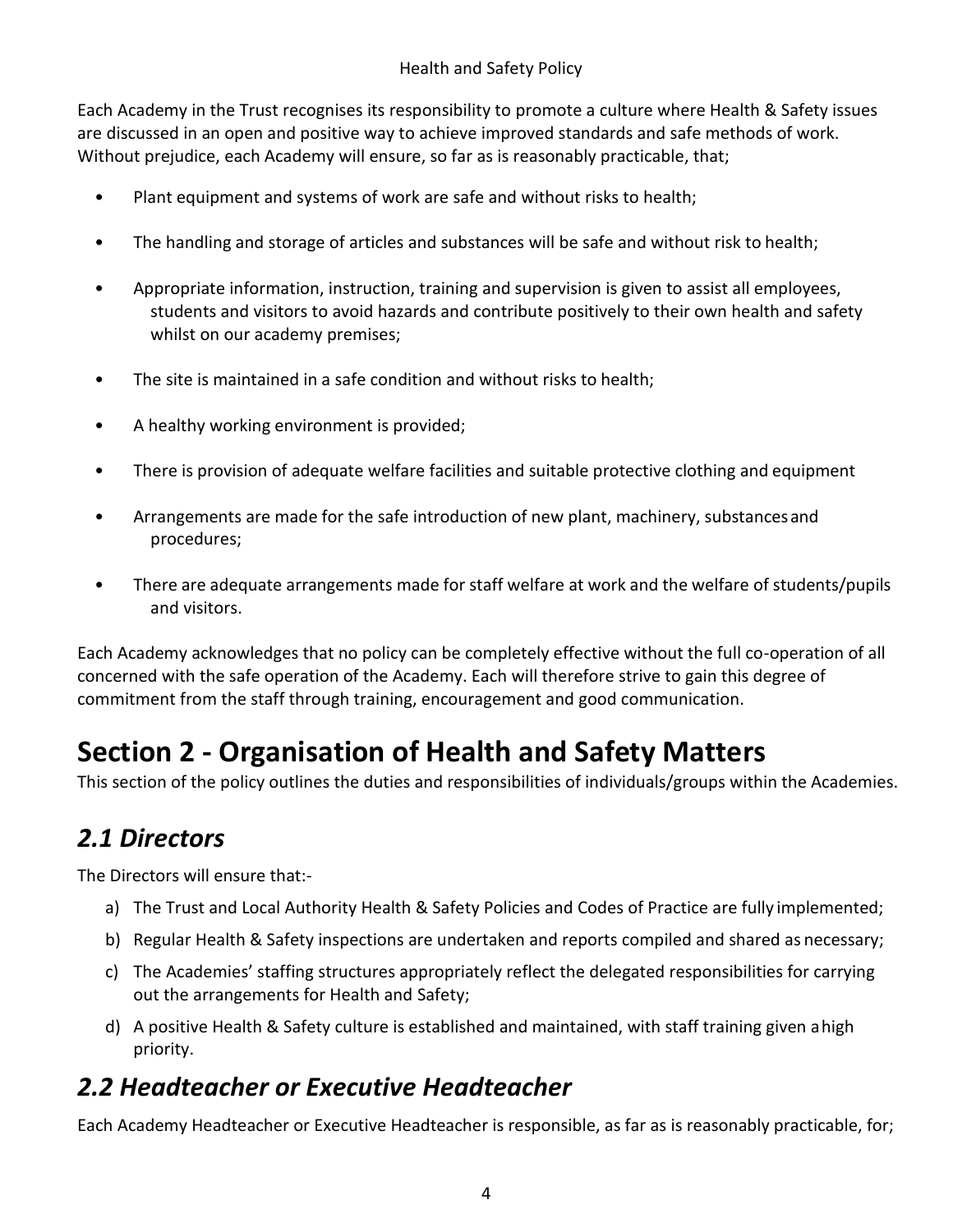Each Academy in the Trust recognises its responsibility to promote a culture where Health & Safety issues are discussed in an open and positive way to achieve improved standards and safe methods of work. Without prejudice, each Academy will ensure, so far as is reasonably practicable, that;

- Plant equipment and systems of work are safe and without risks to health;
- The handling and storage of articles and substances will be safe and without risk to health;
- Appropriate information, instruction, training and supervision is given to assist all employees, students and visitors to avoid hazards and contribute positively to their own health and safety whilst on our academy premises;
- The site is maintained in a safe condition and without risks to health;
- A healthy working environment is provided;
- There is provision of adequate welfare facilities and suitable protective clothing and equipment
- Arrangements are made for the safe introduction of new plant, machinery, substances and procedures;
- There are adequate arrangements made for staff welfare at work and the welfare of students/pupils and visitors.

Each Academy acknowledges that no policy can be completely effective without the full co-operation of all concerned with the safe operation of the Academy. Each will therefore strive to gain this degree of commitment from the staff through training, encouragement and good communication.

# Section 2 - Organisation of Health and Safety Matters

This section of the policy outlines the duties and responsibilities of individuals/groups within the Academies.

## *2.1 Directors*

The Directors will ensure that:-

a) The Trust and Local Authority Health & Safety Policies and Codes of Practice are fully implemented;
b) Regular Health & Safety inspections are undertaken and reports compiled and shared as necessary;
c) The Academies' staffing structures appropriately reflect the delegated responsibilities for carrying out the arrangements for Health and Safety;
d) A positive Health & Safety culture is established and maintained, with staff training given a high priority.

## *2.2 Headteacher or Executive Headteacher*

Each Academy Headteacher or Executive Headteacher is responsible, as far as is reasonably practicable, for;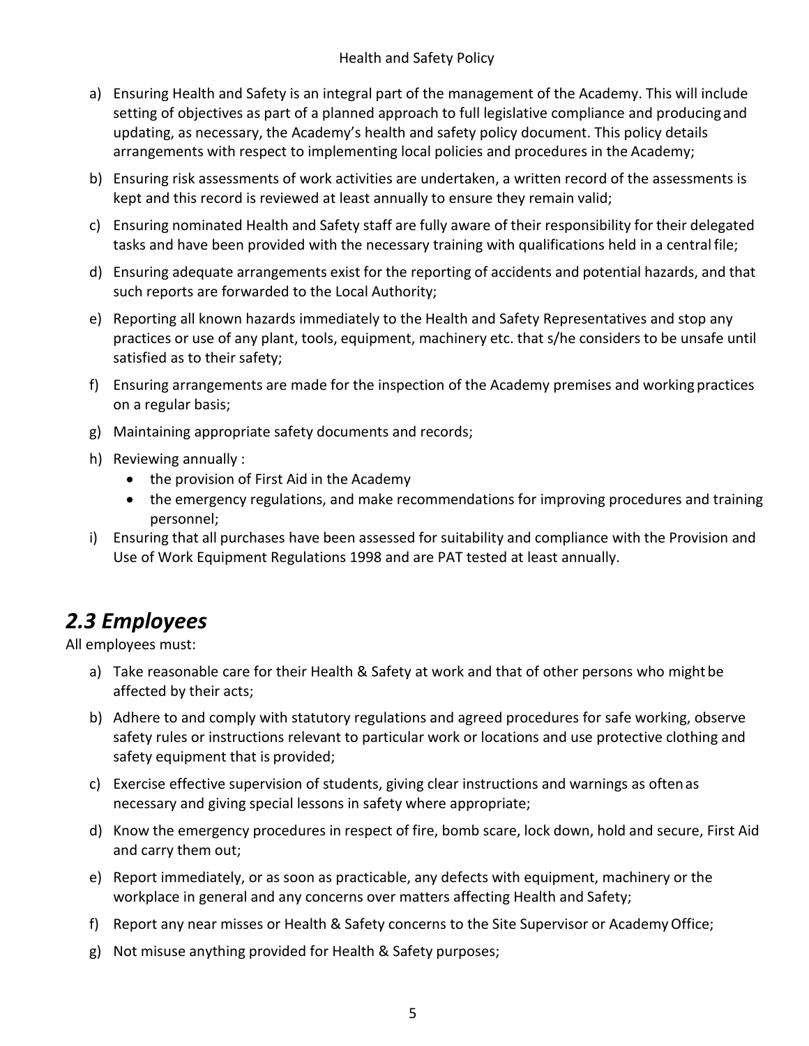a) Ensuring Health and Safety is an integral part of the management of the Academy. This will include setting of objectives as part of a planned approach to full legislative compliance and producing and updating, as necessary, the Academy's health and safety policy document. This policy details arrangements with respect to implementing local policies and procedures in the Academy;

b) Ensuring risk assessments of work activities are undertaken, a written record of the assessments is kept and this record is reviewed at least annually to ensure they remain valid;

c) Ensuring nominated Health and Safety staff are fully aware of their responsibility for their delegated tasks and have been provided with the necessary training with qualifications held in a central file;

d) Ensuring adequate arrangements exist for the reporting of accidents and potential hazards, and that such reports are forwarded to the Local Authority;

e) Reporting all known hazards immediately to the Health and Safety Representatives and stop any practices or use of any plant, tools, equipment, machinery etc. that s/he considers to be unsafe until satisfied as to their safety;

f) Ensuring arrangements are made for the inspection of the Academy premises and working practices on a regular basis;

g) Maintaining appropriate safety documents and records;

h) Reviewing annually :
   - the provision of First Aid in the Academy
   - the emergency regulations, and make recommendations for improving procedures and training personnel;

i) Ensuring that all purchases have been assessed for suitability and compliance with the Provision and Use of Work Equipment Regulations 1998 and are PAT tested at least annually.

## *2.3 Employees*

All employees must:

a) Take reasonable care for their Health & Safety at work and that of other persons who might be affected by their acts;

b) Adhere to and comply with statutory regulations and agreed procedures for safe working, observe safety rules or instructions relevant to particular work or locations and use protective clothing and safety equipment that is provided;

c) Exercise effective supervision of students, giving clear instructions and warnings as often as necessary and giving special lessons in safety where appropriate;

d) Know the emergency procedures in respect of fire, bomb scare, lock down, hold and secure, First Aid and carry them out;

e) Report immediately, or as soon as practicable, any defects with equipment, machinery or the workplace in general and any concerns over matters affecting Health and Safety;

f) Report any near misses or Health & Safety concerns to the Site Supervisor or Academy Office;

g) Not misuse anything provided for Health & Safety purposes;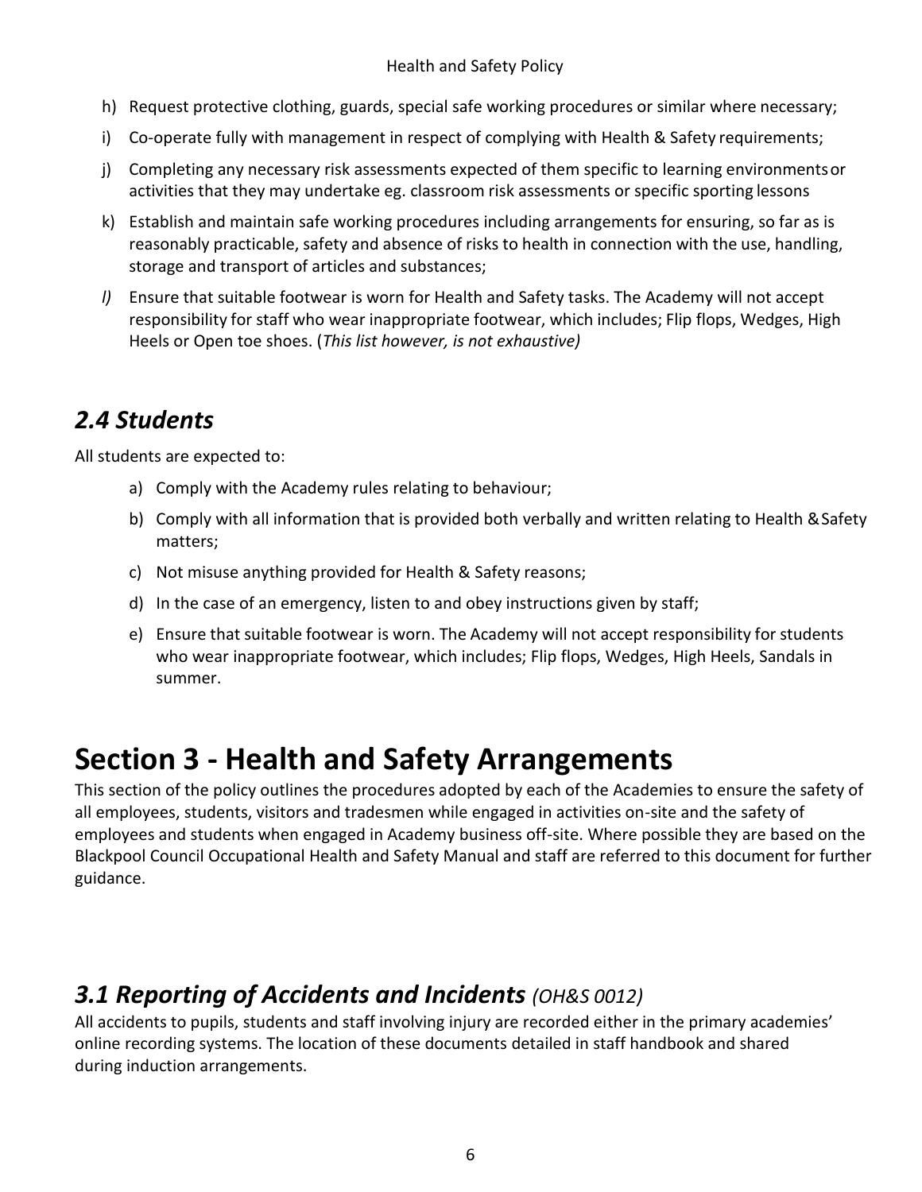h) Request protective clothing, guards, special safe working procedures or similar where necessary;

i) Co-operate fully with management in respect of complying with Health & Safety requirements;

j) Completing any necessary risk assessments expected of them specific to learning environments or activities that they may undertake eg. classroom risk assessments or specific sporting lessons

k) Establish and maintain safe working procedures including arrangements for ensuring, so far as is reasonably practicable, safety and absence of risks to health in connection with the use, handling, storage and transport of articles and substances;

*l)* Ensure that suitable footwear is worn for Health and Safety tasks. The Academy will not accept responsibility for staff who wear inappropriate footwear, which includes; Flip flops, Wedges, High Heels or Open toe shoes. (*This list however, is not exhaustive)*

## *2.4 Students*

All students are expected to:

a) Comply with the Academy rules relating to behaviour;

b) Comply with all information that is provided both verbally and written relating to Health & Safety matters;

c) Not misuse anything provided for Health & Safety reasons;

d) In the case of an emergency, listen to and obey instructions given by staff;

e) Ensure that suitable footwear is worn. The Academy will not accept responsibility for students who wear inappropriate footwear, which includes; Flip flops, Wedges, High Heels, Sandals in summer.

# Section 3 - Health and Safety Arrangements

This section of the policy outlines the procedures adopted by each of the Academies to ensure the safety of all employees, students, visitors and tradesmen while engaged in activities on-site and the safety of employees and students when engaged in Academy business off-site. Where possible they are based on the Blackpool Council Occupational Health and Safety Manual and staff are referred to this document for further guidance.

## *3.1 Reporting of Accidents and Incidents (OH&S 0012)*

All accidents to pupils, students and staff involving injury are recorded either in the primary academies' online recording systems. The location of these documents detailed in staff handbook and shared during induction arrangements.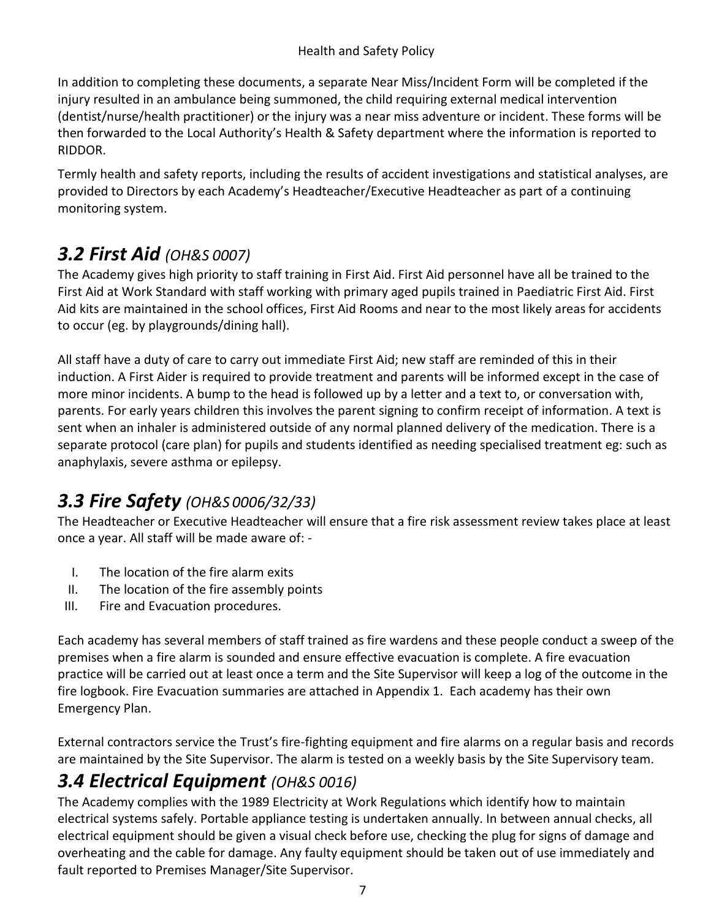In addition to completing these documents, a separate Near Miss/Incident Form will be completed if the injury resulted in an ambulance being summoned, the child requiring external medical intervention (dentist/nurse/health practitioner) or the injury was a near miss adventure or incident. These forms will be then forwarded to the Local Authority's Health & Safety department where the information is reported to RIDDOR.

Termly health and safety reports, including the results of accident investigations and statistical analyses, are provided to Directors by each Academy's Headteacher/Executive Headteacher as part of a continuing monitoring system.

## *3.2 First Aid (OH&S 0007)*

The Academy gives high priority to staff training in First Aid. First Aid personnel have all be trained to the First Aid at Work Standard with staff working with primary aged pupils trained in Paediatric First Aid. First Aid kits are maintained in the school offices, First Aid Rooms and near to the most likely areas for accidents to occur (eg. by playgrounds/dining hall).

All staff have a duty of care to carry out immediate First Aid; new staff are reminded of this in their induction. A First Aider is required to provide treatment and parents will be informed except in the case of more minor incidents. A bump to the head is followed up by a letter and a text to, or conversation with, parents. For early years children this involves the parent signing to confirm receipt of information. A text is sent when an inhaler is administered outside of any normal planned delivery of the medication. There is a separate protocol (care plan) for pupils and students identified as needing specialised treatment eg: such as anaphylaxis, severe asthma or epilepsy.

## *3.3 Fire Safety (OH&S 0006/32/33)*

The Headteacher or Executive Headteacher will ensure that a fire risk assessment review takes place at least once a year. All staff will be made aware of: -

I. The location of the fire alarm exits
II. The location of the fire assembly points
III. Fire and Evacuation procedures.

Each academy has several members of staff trained as fire wardens and these people conduct a sweep of the premises when a fire alarm is sounded and ensure effective evacuation is complete. A fire evacuation practice will be carried out at least once a term and the Site Supervisor will keep a log of the outcome in the fire logbook. Fire Evacuation summaries are attached in Appendix 1. Each academy has their own Emergency Plan.

External contractors service the Trust's fire-fighting equipment and fire alarms on a regular basis and records are maintained by the Site Supervisor. The alarm is tested on a weekly basis by the Site Supervisory team.

## *3.4 Electrical Equipment (OH&S 0016)*

The Academy complies with the 1989 Electricity at Work Regulations which identify how to maintain electrical systems safely. Portable appliance testing is undertaken annually. In between annual checks, all electrical equipment should be given a visual check before use, checking the plug for signs of damage and overheating and the cable for damage. Any faulty equipment should be taken out of use immediately and fault reported to Premises Manager/Site Supervisor.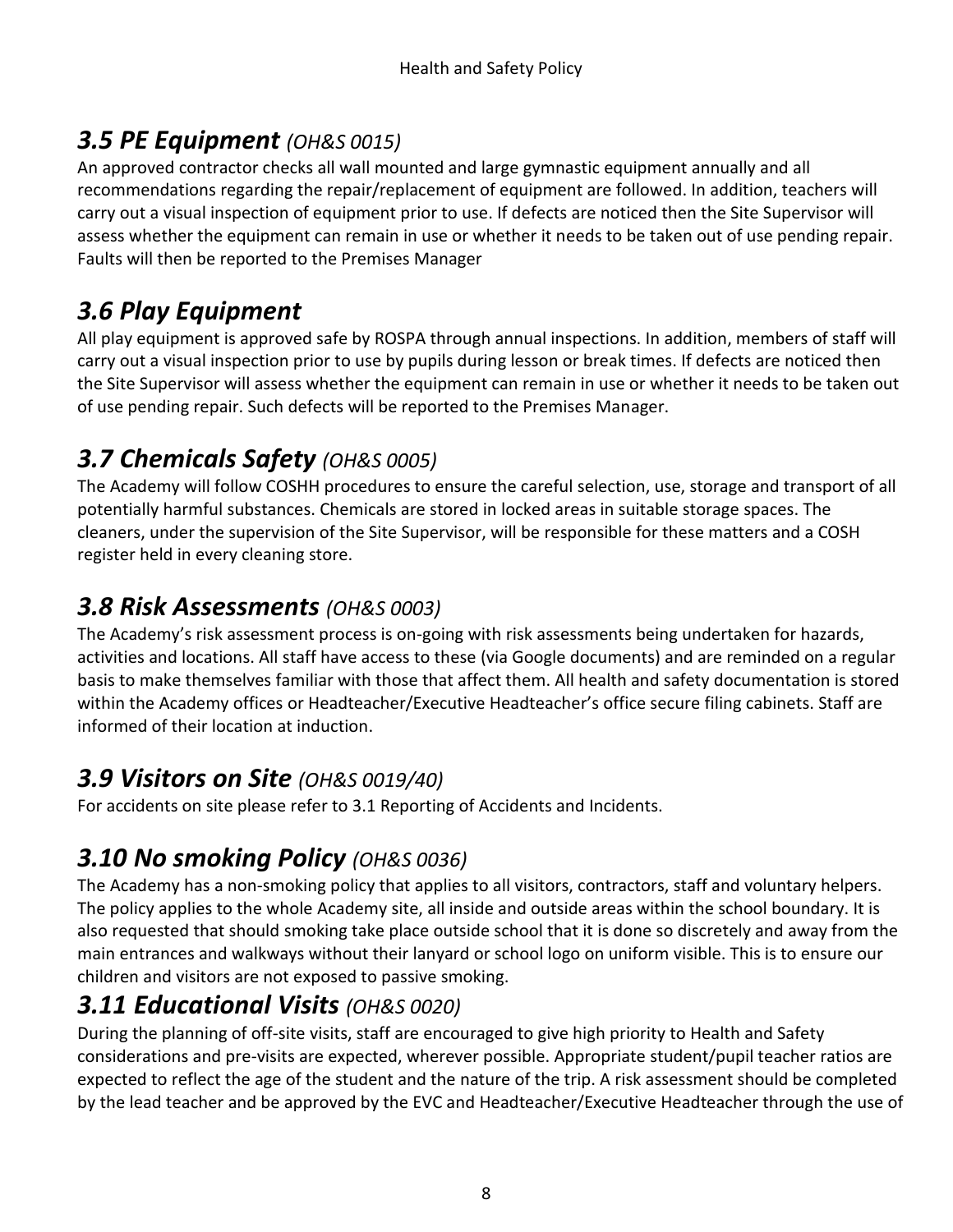## *3.5 PE Equipment* *(OH&S 0015)*

An approved contractor checks all wall mounted and large gymnastic equipment annually and all recommendations regarding the repair/replacement of equipment are followed. In addition, teachers will carry out a visual inspection of equipment prior to use. If defects are noticed then the Site Supervisor will assess whether the equipment can remain in use or whether it needs to be taken out of use pending repair. Faults will then be reported to the Premises Manager

## *3.6 Play Equipment*

All play equipment is approved safe by ROSPA through annual inspections. In addition, members of staff will carry out a visual inspection prior to use by pupils during lesson or break times. If defects are noticed then the Site Supervisor will assess whether the equipment can remain in use or whether it needs to be taken out of use pending repair. Such defects will be reported to the Premises Manager.

## *3.7 Chemicals Safety* *(OH&S 0005)*

The Academy will follow COSHH procedures to ensure the careful selection, use, storage and transport of all potentially harmful substances. Chemicals are stored in locked areas in suitable storage spaces. The cleaners, under the supervision of the Site Supervisor, will be responsible for these matters and a COSH register held in every cleaning store.

## *3.8 Risk Assessments* *(OH&S 0003)*

The Academy's risk assessment process is on-going with risk assessments being undertaken for hazards, activities and locations. All staff have access to these (via Google documents) and are reminded on a regular basis to make themselves familiar with those that affect them. All health and safety documentation is stored within the Academy offices or Headteacher/Executive Headteacher's office secure filing cabinets. Staff are informed of their location at induction.

## *3.9 Visitors on Site* *(OH&S 0019/40)*

For accidents on site please refer to 3.1 Reporting of Accidents and Incidents.

## *3.10 No smoking Policy* *(OH&S 0036)*

The Academy has a non-smoking policy that applies to all visitors, contractors, staff and voluntary helpers. The policy applies to the whole Academy site, all inside and outside areas within the school boundary. It is also requested that should smoking take place outside school that it is done so discretely and away from the main entrances and walkways without their lanyard or school logo on uniform visible. This is to ensure our children and visitors are not exposed to passive smoking.

## *3.11 Educational Visits* *(OH&S 0020)*

During the planning of off-site visits, staff are encouraged to give high priority to Health and Safety considerations and pre-visits are expected, wherever possible. Appropriate student/pupil teacher ratios are expected to reflect the age of the student and the nature of the trip. A risk assessment should be completed by the lead teacher and be approved by the EVC and Headteacher/Executive Headteacher through the use of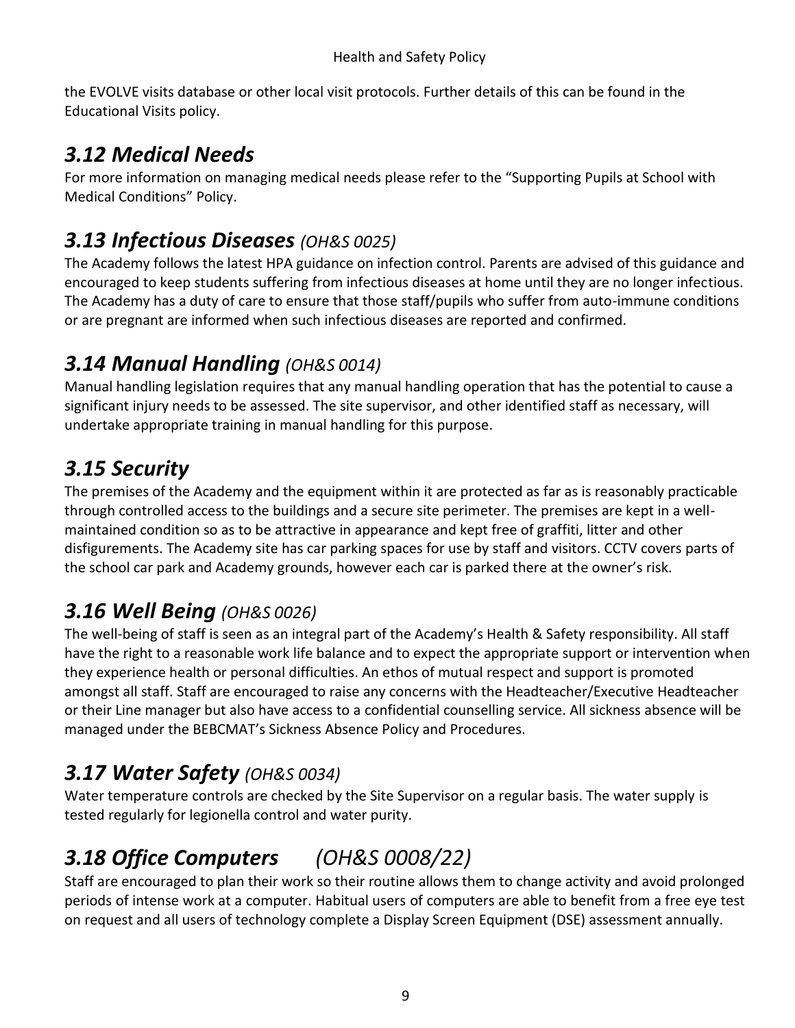the EVOLVE visits database or other local visit protocols. Further details of this can be found in the Educational Visits policy.

## *3.12 Medical Needs*

For more information on managing medical needs please refer to the "Supporting Pupils at School with Medical Conditions" Policy.

## ***3.13 Infectious Diseases*** *(OH&S 0025)*

The Academy follows the latest HPA guidance on infection control. Parents are advised of this guidance and encouraged to keep students suffering from infectious diseases at home until they are no longer infectious. The Academy has a duty of care to ensure that those staff/pupils who suffer from auto-immune conditions or are pregnant are informed when such infectious diseases are reported and confirmed.

## ***3.14 Manual Handling*** *(OH&S 0014)*

Manual handling legislation requires that any manual handling operation that has the potential to cause a significant injury needs to be assessed. The site supervisor, and other identified staff as necessary, will undertake appropriate training in manual handling for this purpose.

## ***3.15 Security***

The premises of the Academy and the equipment within it are protected as far as is reasonably practicable through controlled access to the buildings and a secure site perimeter. The premises are kept in a well-maintained condition so as to be attractive in appearance and kept free of graffiti, litter and other disfigurements. The Academy site has car parking spaces for use by staff and visitors. CCTV covers parts of the school car park and Academy grounds, however each car is parked there at the owner's risk.

## ***3.16 Well Being*** *(OH&S 0026)*

The well-being of staff is seen as an integral part of the Academy's Health & Safety responsibility. All staff have the right to a reasonable work life balance and to expect the appropriate support or intervention when they experience health or personal difficulties. An ethos of mutual respect and support is promoted amongst all staff. Staff are encouraged to raise any concerns with the Headteacher/Executive Headteacher or their Line manager but also have access to a confidential counselling service. All sickness absence will be managed under the BEBCMAT's Sickness Absence Policy and Procedures.

## ***3.17 Water Safety*** *(OH&S 0034)*

Water temperature controls are checked by the Site Supervisor on a regular basis. The water supply is tested regularly for legionella control and water purity.

## ***3.18 Office Computers*** *(OH&S 0008/22)*

Staff are encouraged to plan their work so their routine allows them to change activity and avoid prolonged periods of intense work at a computer. Habitual users of computers are able to benefit from a free eye test on request and all users of technology complete a Display Screen Equipment (DSE) assessment annually.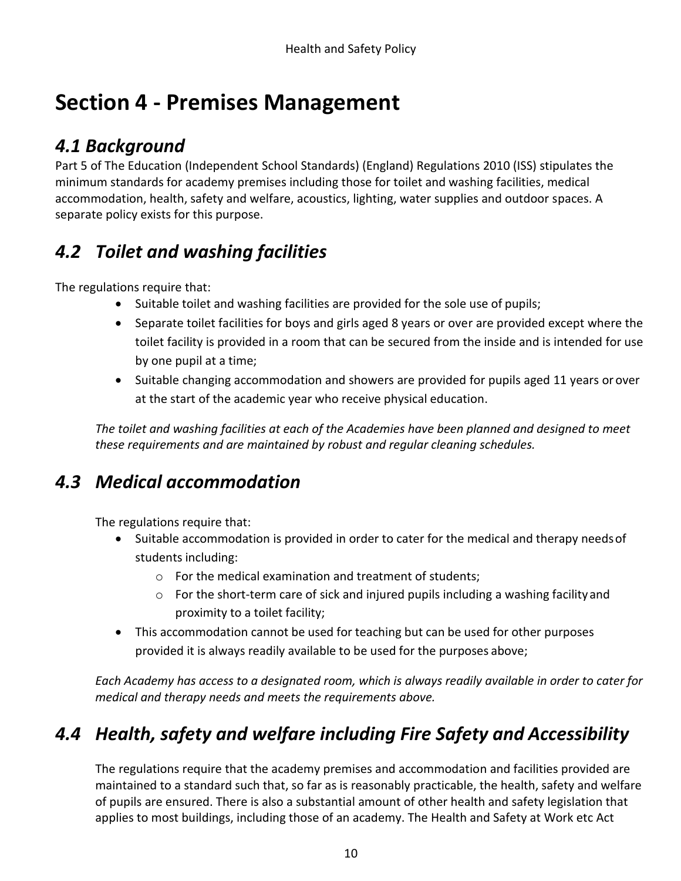# Section 4 - Premises Management

## *4.1 Background*

Part 5 of The Education (Independent School Standards) (England) Regulations 2010 (ISS) stipulates the minimum standards for academy premises including those for toilet and washing facilities, medical accommodation, health, safety and welfare, acoustics, lighting, water supplies and outdoor spaces. A separate policy exists for this purpose.

## *4.2 Toilet and washing facilities*

The regulations require that:

- Suitable toilet and washing facilities are provided for the sole use of pupils;
- Separate toilet facilities for boys and girls aged 8 years or over are provided except where the toilet facility is provided in a room that can be secured from the inside and is intended for use by one pupil at a time;
- Suitable changing accommodation and showers are provided for pupils aged 11 years or over at the start of the academic year who receive physical education.

*The toilet and washing facilities at each of the Academies have been planned and designed to meet these requirements and are maintained by robust and regular cleaning schedules.*

## *4.3 Medical accommodation*

The regulations require that:

- Suitable accommodation is provided in order to cater for the medical and therapy needs of students including:
  - For the medical examination and treatment of students;
  - For the short-term care of sick and injured pupils including a washing facility and proximity to a toilet facility;
- This accommodation cannot be used for teaching but can be used for other purposes provided it is always readily available to be used for the purposes above;

*Each Academy has access to a designated room, which is always readily available in order to cater for medical and therapy needs and meets the requirements above.*

## *4.4 Health, safety and welfare including Fire Safety and Accessibility*

The regulations require that the academy premises and accommodation and facilities provided are maintained to a standard such that, so far as is reasonably practicable, the health, safety and welfare of pupils are ensured. There is also a substantial amount of other health and safety legislation that applies to most buildings, including those of an academy. The Health and Safety at Work etc Act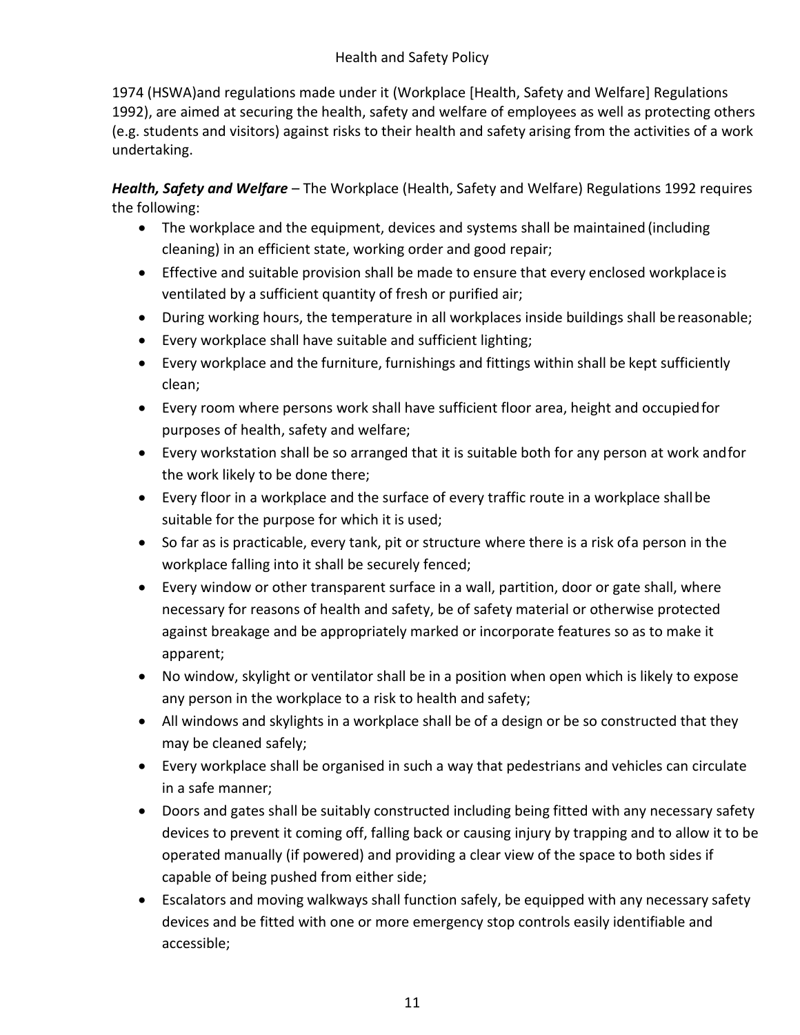1974 (HSWA)and regulations made under it (Workplace [Health, Safety and Welfare] Regulations 1992), are aimed at securing the health, safety and welfare of employees as well as protecting others (e.g. students and visitors) against risks to their health and safety arising from the activities of a work undertaking.

***Health, Safety and Welfare*** – The Workplace (Health, Safety and Welfare) Regulations 1992 requires the following:

- The workplace and the equipment, devices and systems shall be maintained (including cleaning) in an efficient state, working order and good repair;
- Effective and suitable provision shall be made to ensure that every enclosed workplace is ventilated by a sufficient quantity of fresh or purified air;
- During working hours, the temperature in all workplaces inside buildings shall be reasonable;
- Every workplace shall have suitable and sufficient lighting;
- Every workplace and the furniture, furnishings and fittings within shall be kept sufficiently clean;
- Every room where persons work shall have sufficient floor area, height and occupied for purposes of health, safety and welfare;
- Every workstation shall be so arranged that it is suitable both for any person at work and for the work likely to be done there;
- Every floor in a workplace and the surface of every traffic route in a workplace shall be suitable for the purpose for which it is used;
- So far as is practicable, every tank, pit or structure where there is a risk of a person in the workplace falling into it shall be securely fenced;
- Every window or other transparent surface in a wall, partition, door or gate shall, where necessary for reasons of health and safety, be of safety material or otherwise protected against breakage and be appropriately marked or incorporate features so as to make it apparent;
- No window, skylight or ventilator shall be in a position when open which is likely to expose any person in the workplace to a risk to health and safety;
- All windows and skylights in a workplace shall be of a design or be so constructed that they may be cleaned safely;
- Every workplace shall be organised in such a way that pedestrians and vehicles can circulate in a safe manner;
- Doors and gates shall be suitably constructed including being fitted with any necessary safety devices to prevent it coming off, falling back or causing injury by trapping and to allow it to be operated manually (if powered) and providing a clear view of the space to both sides if capable of being pushed from either side;
- Escalators and moving walkways shall function safely, be equipped with any necessary safety devices and be fitted with one or more emergency stop controls easily identifiable and accessible;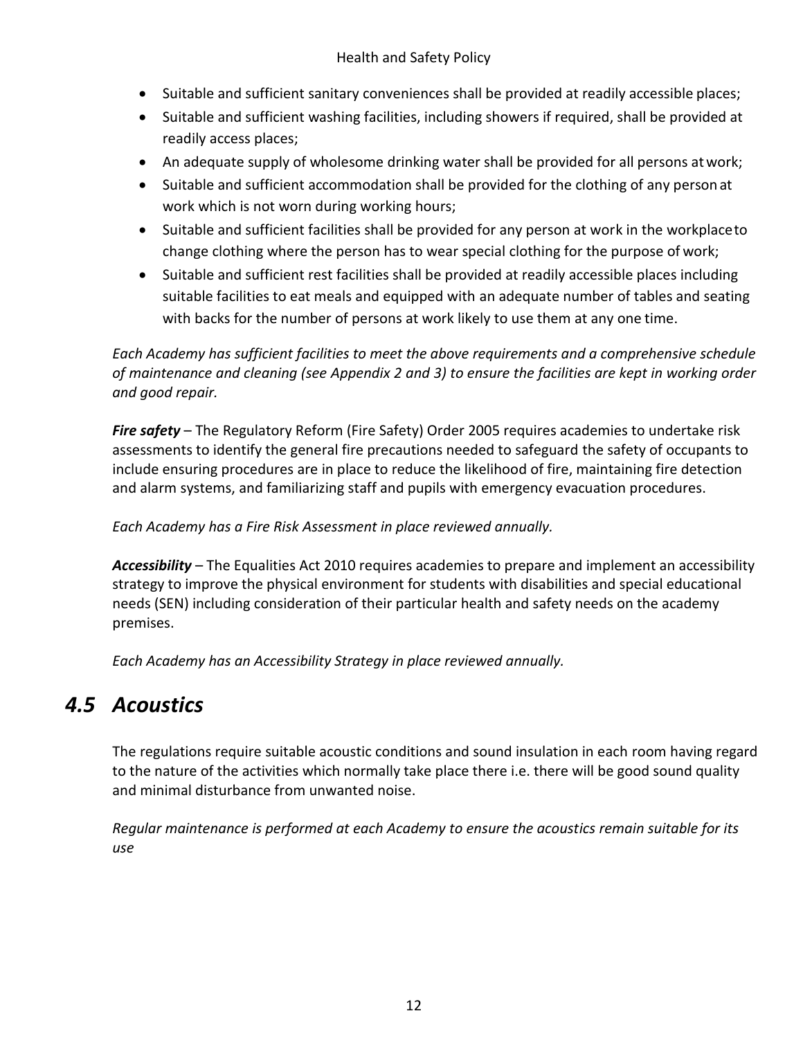- Suitable and sufficient sanitary conveniences shall be provided at readily accessible places;
- Suitable and sufficient washing facilities, including showers if required, shall be provided at readily access places;
- An adequate supply of wholesome drinking water shall be provided for all persons at work;
- Suitable and sufficient accommodation shall be provided for the clothing of any person at work which is not worn during working hours;
- Suitable and sufficient facilities shall be provided for any person at work in the workplace to change clothing where the person has to wear special clothing for the purpose of work;
- Suitable and sufficient rest facilities shall be provided at readily accessible places including suitable facilities to eat meals and equipped with an adequate number of tables and seating with backs for the number of persons at work likely to use them at any one time.

*Each Academy has sufficient facilities to meet the above requirements and a comprehensive schedule of maintenance and cleaning (see Appendix 2 and 3) to ensure the facilities are kept in working order and good repair.*

***Fire safety*** – The Regulatory Reform (Fire Safety) Order 2005 requires academies to undertake risk assessments to identify the general fire precautions needed to safeguard the safety of occupants to include ensuring procedures are in place to reduce the likelihood of fire, maintaining fire detection and alarm systems, and familiarizing staff and pupils with emergency evacuation procedures.

*Each Academy has a Fire Risk Assessment in place reviewed annually.*

***Accessibility*** – The Equalities Act 2010 requires academies to prepare and implement an accessibility strategy to improve the physical environment for students with disabilities and special educational needs (SEN) including consideration of their particular health and safety needs on the academy premises.

*Each Academy has an Accessibility Strategy in place reviewed annually.*

## *4.5 Acoustics*

The regulations require suitable acoustic conditions and sound insulation in each room having regard to the nature of the activities which normally take place there i.e. there will be good sound quality and minimal disturbance from unwanted noise.

*Regular maintenance is performed at each Academy to ensure the acoustics remain suitable for its use*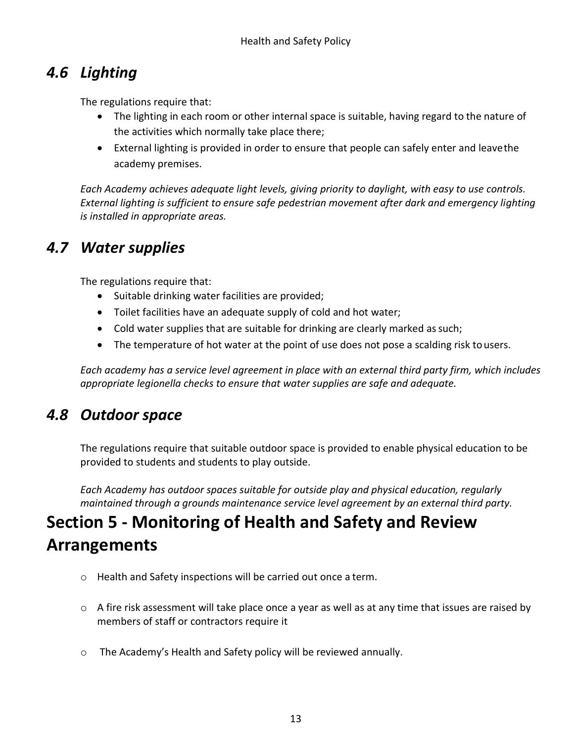## *4.6 Lighting*

The regulations require that:

- The lighting in each room or other internal space is suitable, having regard to the nature of the activities which normally take place there;
- External lighting is provided in order to ensure that people can safely enter and leave the academy premises.

*Each Academy achieves adequate light levels, giving priority to daylight, with easy to use controls. External lighting is sufficient to ensure safe pedestrian movement after dark and emergency lighting is installed in appropriate areas.*

## *4.7 Water supplies*

The regulations require that:

- Suitable drinking water facilities are provided;
- Toilet facilities have an adequate supply of cold and hot water;
- Cold water supplies that are suitable for drinking are clearly marked as such;
- The temperature of hot water at the point of use does not pose a scalding risk to users.

*Each academy has a service level agreement in place with an external third party firm, which includes appropriate legionella checks to ensure that water supplies are safe and adequate.*

## *4.8 Outdoor space*

The regulations require that suitable outdoor space is provided to enable physical education to be provided to students and students to play outside.

*Each Academy has outdoor spaces suitable for outside play and physical education, regularly maintained through a grounds maintenance service level agreement by an external third party.*

# Section 5 - Monitoring of Health and Safety and Review Arrangements

- Health and Safety inspections will be carried out once a term.
- A fire risk assessment will take place once a year as well as at any time that issues are raised by members of staff or contractors require it
- The Academy's Health and Safety policy will be reviewed annually.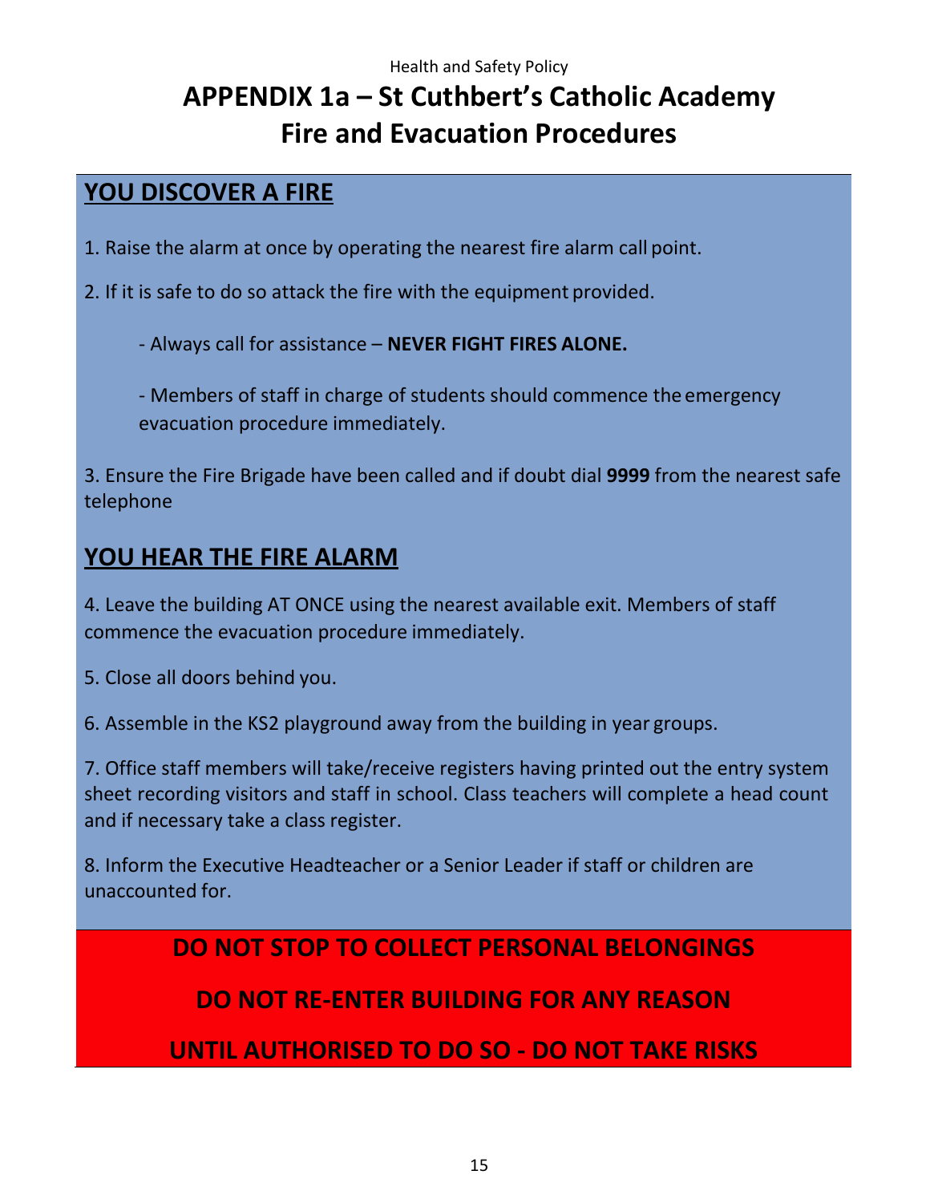# APPENDIX 1a – St Cuthbert's Catholic Academy Fire and Evacuation Procedures

## YOU DISCOVER A FIRE

1. Raise the alarm at once by operating the nearest fire alarm call point.

2. If it is safe to do so attack the fire with the equipment provided.

   - Always call for assistance – **NEVER FIGHT FIRES ALONE.**

   - Members of staff in charge of students should commence the emergency evacuation procedure immediately.

3. Ensure the Fire Brigade have been called and if doubt dial **9999** from the nearest safe telephone

## YOU HEAR THE FIRE ALARM

4. Leave the building AT ONCE using the nearest available exit. Members of staff commence the evacuation procedure immediately.

5. Close all doors behind you.

6. Assemble in the KS2 playground away from the building in year groups.

7. Office staff members will take/receive registers having printed out the entry system sheet recording visitors and staff in school. Class teachers will complete a head count and if necessary take a class register.

8. Inform the Executive Headteacher or a Senior Leader if staff or children are unaccounted for.

**DO NOT STOP TO COLLECT PERSONAL BELONGINGS**

**DO NOT RE-ENTER BUILDING FOR ANY REASON**

**UNTIL AUTHORISED TO DO SO - DO NOT TAKE RISKS**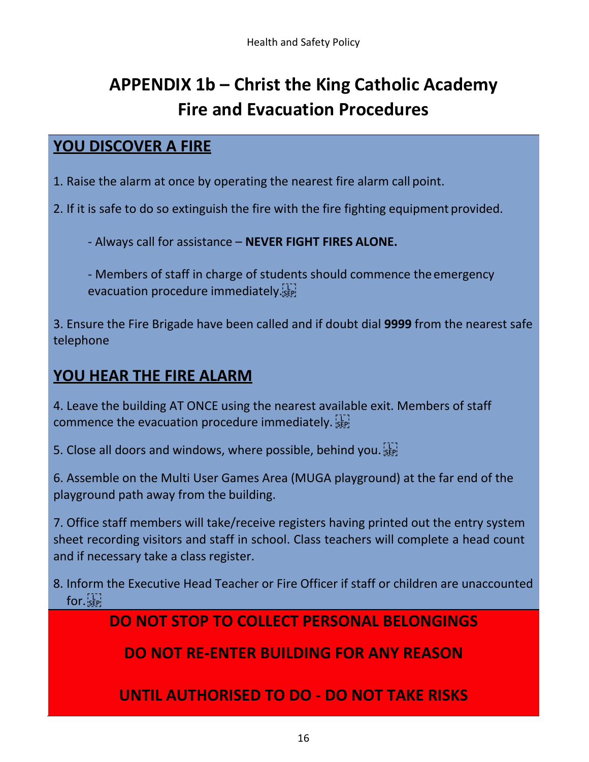# APPENDIX 1b – Christ the King Catholic Academy Fire and Evacuation Procedures

## YOU DISCOVER A FIRE

1. Raise the alarm at once by operating the nearest fire alarm call point.

2. If it is safe to do so extinguish the fire with the fire fighting equipment provided.

   - Always call for assistance – **NEVER FIGHT FIRES ALONE.**

   - Members of staff in charge of students should commence the emergency evacuation procedure immediately.

3. Ensure the Fire Brigade have been called and if doubt dial **9999** from the nearest safe telephone

## YOU HEAR THE FIRE ALARM

4. Leave the building AT ONCE using the nearest available exit. Members of staff commence the evacuation procedure immediately.

5. Close all doors and windows, where possible, behind you.

6. Assemble on the Multi User Games Area (MUGA playground) at the far end of the playground path away from the building.

7. Office staff members will take/receive registers having printed out the entry system sheet recording visitors and staff in school. Class teachers will complete a head count and if necessary take a class register.

8. Inform the Executive Head Teacher or Fire Officer if staff or children are unaccounted for.

**DO NOT STOP TO COLLECT PERSONAL BELONGINGS**

**DO NOT RE-ENTER BUILDING FOR ANY REASON**

**UNTIL AUTHORISED TO DO - DO NOT TAKE RISKS**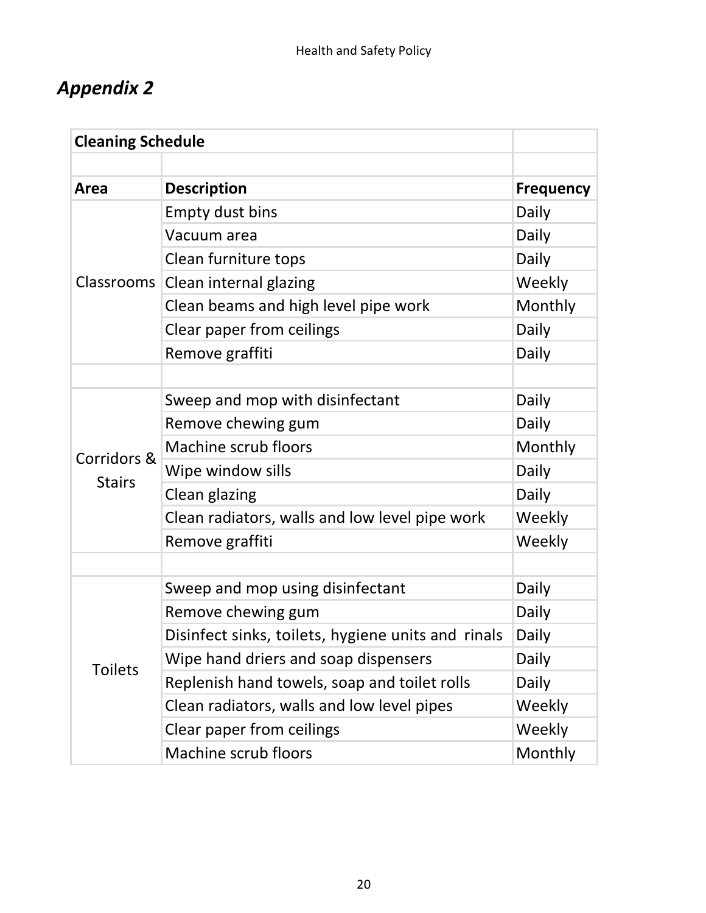## *Appendix 2*

| **Cleaning Schedule** | | |
|---|---|---|
| | | |
| **Area** | **Description** | **Frequency** |
| Classrooms | Empty dust bins | Daily |
| | Vacuum area | Daily |
| | Clean furniture tops | Daily |
| | Clean internal glazing | Weekly |
| | Clean beams and high level pipe work | Monthly |
| | Clear paper from ceilings | Daily |
| | Remove graffiti | Daily |
| | | |
| Corridors & Stairs | Sweep and mop with disinfectant | Daily |
| | Remove chewing gum | Daily |
| | Machine scrub floors | Monthly |
| | Wipe window sills | Daily |
| | Clean glazing | Daily |
| | Clean radiators, walls and low level pipe work | Weekly |
| | Remove graffiti | Weekly |
| | | |
| Toilets | Sweep and mop using disinfectant | Daily |
| | Remove chewing gum | Daily |
| | Disinfect sinks, toilets, hygiene units and rinals | Daily |
| | Wipe hand driers and soap dispensers | Daily |
| | Replenish hand towels, soap and toilet rolls | Daily |
| | Clean radiators, walls and low level pipes | Weekly |
| | Clear paper from ceilings | Weekly |
| | Machine scrub floors | Monthly |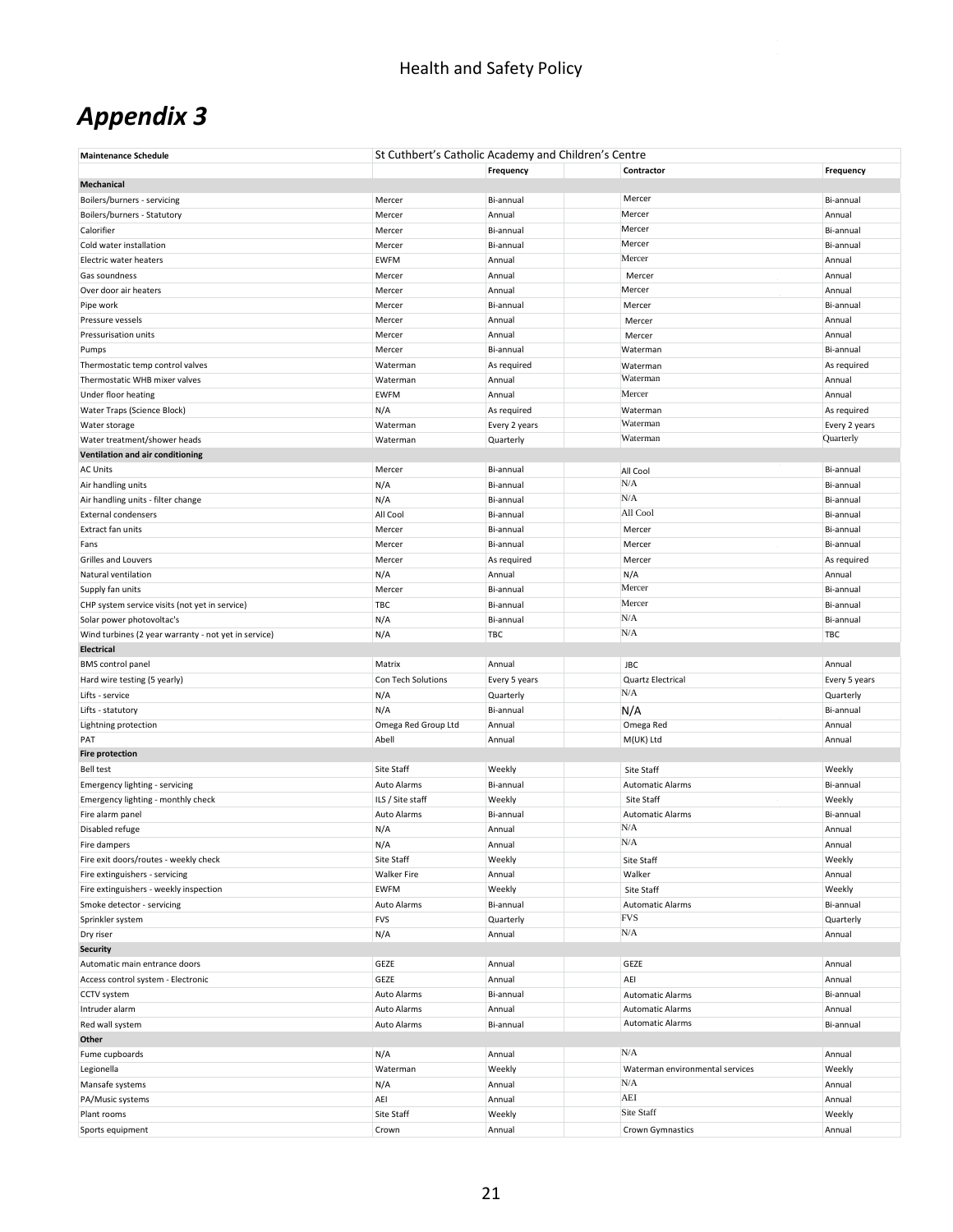# *Appendix 3*

| Maintenance Schedule | St Cuthbert's Catholic Academy and Children's Centre | | | |
|---|---|---|---|---|
| | | Frequency | Contractor | Frequency |
| **Mechanical** | | | | |
| Boilers/burners - servicing | Mercer | Bi-annual | Mercer | Bi-annual |
| Boilers/burners - Statutory | Mercer | Annual | Mercer | Annual |
| Calorifier | Mercer | Bi-annual | Mercer | Bi-annual |
| Cold water installation | Mercer | Bi-annual | Mercer | Bi-annual |
| Electric water heaters | EWFM | Annual | Mercer | Annual |
| Gas soundness | Mercer | Annual | Mercer | Annual |
| Over door air heaters | Mercer | Annual | Mercer | Annual |
| Pipe work | Mercer | Bi-annual | Mercer | Bi-annual |
| Pressure vessels | Mercer | Annual | Mercer | Annual |
| Pressurisation units | Mercer | Annual | Mercer | Annual |
| Pumps | Mercer | Bi-annual | Waterman | Bi-annual |
| Thermostatic temp control valves | Waterman | As required | Waterman | As required |
| Thermostatic WHB mixer valves | Waterman | Annual | Waterman | Annual |
| Under floor heating | EWFM | Annual | Mercer | Annual |
| Water Traps (Science Block) | N/A | As required | Waterman | As required |
| Water storage | Waterman | Every 2 years | Waterman | Every 2 years |
| Water treatment/shower heads | Waterman | Quarterly | Waterman | Quarterly |
| **Ventilation and air conditioning** | | | | |
| AC Units | Mercer | Bi-annual | All Cool | Bi-annual |
| Air handling units | N/A | Bi-annual | N/A | Bi-annual |
| Air handling units - filter change | N/A | Bi-annual | N/A | Bi-annual |
| External condensers | All Cool | Bi-annual | All Cool | Bi-annual |
| Extract fan units | Mercer | Bi-annual | Mercer | Bi-annual |
| Fans | Mercer | Bi-annual | Mercer | Bi-annual |
| Grilles and Louvers | Mercer | As required | Mercer | As required |
| Natural ventilation | N/A | Annual | N/A | Annual |
| Supply fan units | Mercer | Bi-annual | Mercer | Bi-annual |
| CHP system service visits (not yet in service) | TBC | Bi-annual | Mercer | Bi-annual |
| Solar power photovoltac's | N/A | Bi-annual | N/A | Bi-annual |
| Wind turbines (2 year warranty - not yet in service) | N/A | TBC | N/A | TBC |
| **Electrical** | | | | |
| BMS control panel | Matrix | Annual | JBC | Annual |
| Hard wire testing (5 yearly) | Con Tech Solutions | Every 5 years | Quartz Electrical | Every 5 years |
| Lifts - service | N/A | Quarterly | N/A | Quarterly |
| Lifts - statutory | N/A | Bi-annual | N/A | Bi-annual |
| Lightning protection | Omega Red Group Ltd | Annual | Omega Red | Annual |
| PAT | Abell | Annual | M(UK) Ltd | Annual |
| **Fire protection** | | | | |
| Bell test | Site Staff | Weekly | Site Staff | Weekly |
| Emergency lighting - servicing | Auto Alarms | Bi-annual | Automatic Alarms | Bi-annual |
| Emergency lighting - monthly check | ILS / Site staff | Weekly | Site Staff | Weekly |
| Fire alarm panel | Auto Alarms | Bi-annual | Automatic Alarms | Bi-annual |
| Disabled refuge | N/A | Annual | N/A | Annual |
| Fire dampers | N/A | Annual | N/A | Annual |
| Fire exit doors/routes - weekly check | Site Staff | Weekly | Site Staff | Weekly |
| Fire extinguishers - servicing | Walker Fire | Annual | Walker | Annual |
| Fire extinguishers - weekly inspection | EWFM | Weekly | Site Staff | Weekly |
| Smoke detector - servicing | Auto Alarms | Bi-annual | Automatic Alarms | Bi-annual |
| Sprinkler system | FVS | Quarterly | FVS | Quarterly |
| Dry riser | N/A | Annual | N/A | Annual |
| **Security** | | | | |
| Automatic main entrance doors | GEZE | Annual | GEZE | Annual |
| Access control system - Electronic | GEZE | Annual | AEI | Annual |
| CCTV system | Auto Alarms | Bi-annual | Automatic Alarms | Bi-annual |
| Intruder alarm | Auto Alarms | Annual | Automatic Alarms | Annual |
| Red wall system | Auto Alarms | Bi-annual | Automatic Alarms | Bi-annual |
| **Other** | | | | |
| Fume cupboards | N/A | Annual | N/A | Annual |
| Legionella | Waterman | Weekly | Waterman environmental services | Weekly |
| Mansafe systems | N/A | Annual | N/A | Annual |
| PA/Music systems | AEI | Annual | AEI | Annual |
| Plant rooms | Site Staff | Weekly | Site Staff | Weekly |
| Sports equipment | Crown | Annual | Crown Gymnastics | Annual |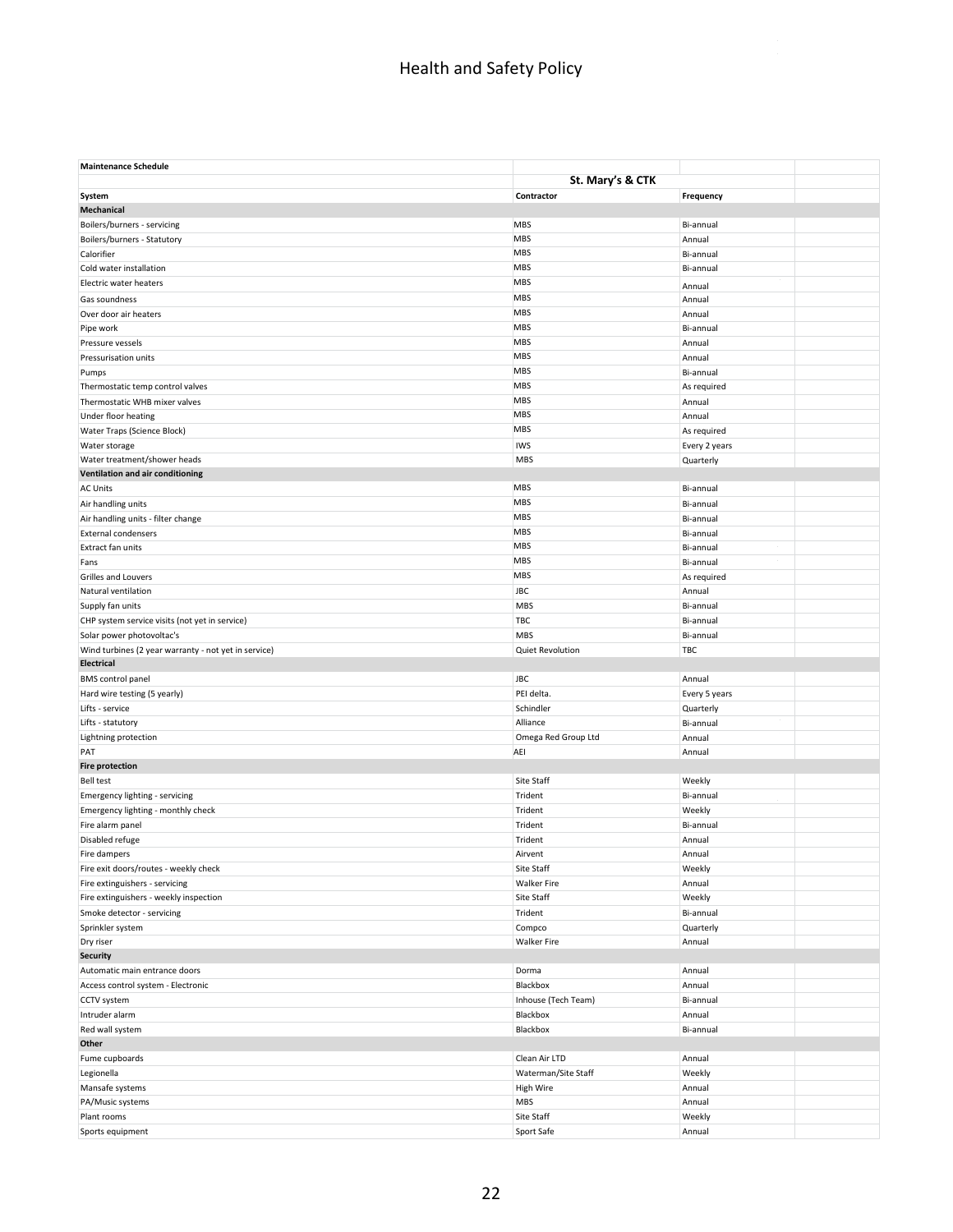| Maintenance Schedule | | | |
|---|---|---|---|
| | St. Mary's & CTK | | |
| System | Contractor | Frequency | |
| **Mechanical** | | | |
| Boilers/burners - servicing | MBS | Bi-annual | |
| Boilers/burners - Statutory | MBS | Annual | |
| Calorifier | MBS | Bi-annual | |
| Cold water installation | MBS | Bi-annual | |
| Electric water heaters | MBS | Annual | |
| Gas soundness | MBS | Annual | |
| Over door air heaters | MBS | Annual | |
| Pipe work | MBS | Bi-annual | |
| Pressure vessels | MBS | Annual | |
| Pressurisation units | MBS | Annual | |
| Pumps | MBS | Bi-annual | |
| Thermostatic temp control valves | MBS | As required | |
| Thermostatic WHB mixer valves | MBS | Annual | |
| Under floor heating | MBS | Annual | |
| Water Traps (Science Block) | MBS | As required | |
| Water storage | IWS | Every 2 years | |
| Water treatment/shower heads | MBS | Quarterly | |
| **Ventilation and air conditioning** | | | |
| AC Units | MBS | Bi-annual | |
| Air handling units | MBS | Bi-annual | |
| Air handling units - filter change | MBS | Bi-annual | |
| External condensers | MBS | Bi-annual | |
| Extract fan units | MBS | Bi-annual | |
| Fans | MBS | Bi-annual | |
| Grilles and Louvers | MBS | As required | |
| Natural ventilation | JBC | Annual | |
| Supply fan units | MBS | Bi-annual | |
| CHP system service visits (not yet in service) | TBC | Bi-annual | |
| Solar power photovoltac's | MBS | Bi-annual | |
| Wind turbines (2 year warranty - not yet in service) | Quiet Revolution | TBC | |
| **Electrical** | | | |
| BMS control panel | JBC | Annual | |
| Hard wire testing (5 yearly) | PEI delta. | Every 5 years | |
| Lifts - service | Schindler | Quarterly | |
| Lifts - statutory | Alliance | Bi-annual | |
| Lightning protection | Omega Red Group Ltd | Annual | |
| PAT | AEI | Annual | |
| **Fire protection** | | | |
| Bell test | Site Staff | Weekly | |
| Emergency lighting - servicing | Trident | Bi-annual | |
| Emergency lighting - monthly check | Trident | Weekly | |
| Fire alarm panel | Trident | Bi-annual | |
| Disabled refuge | Trident | Annual | |
| Fire dampers | Airvent | Annual | |
| Fire exit doors/routes - weekly check | Site Staff | Weekly | |
| Fire extinguishers - servicing | Walker Fire | Annual | |
| Fire extinguishers - weekly inspection | Site Staff | Weekly | |
| Smoke detector - servicing | Trident | Bi-annual | |
| Sprinkler system | Compco | Quarterly | |
| Dry riser | Walker Fire | Annual | |
| **Security** | | | |
| Automatic main entrance doors | Dorma | Annual | |
| Access control system - Electronic | Blackbox | Annual | |
| CCTV system | Inhouse (Tech Team) | Bi-annual | |
| Intruder alarm | Blackbox | Annual | |
| Red wall system | Blackbox | Bi-annual | |
| **Other** | | | |
| Fume cupboards | Clean Air LTD | Annual | |
| Legionella | Waterman/Site Staff | Weekly | |
| Mansafe systems | High Wire | Annual | |
| PA/Music systems | MBS | Annual | |
| Plant rooms | Site Staff | Weekly | |
| Sports equipment | Sport Safe | Annual | |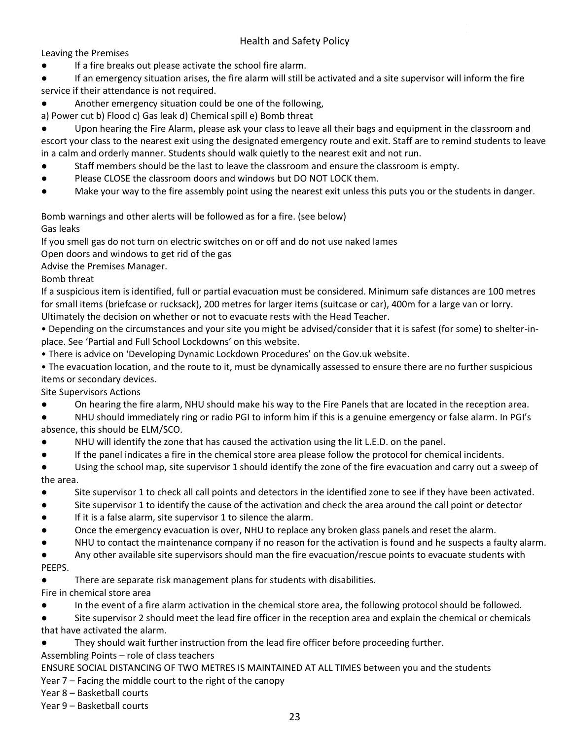Health and Safety Policy

Leaving the Premises

- If a fire breaks out please activate the school fire alarm.
- If an emergency situation arises, the fire alarm will still be activated and a site supervisor will inform the fire service if their attendance is not required.
- Another emergency situation could be one of the following,

a) Power cut b) Flood c) Gas leak d) Chemical spill e) Bomb threat

- Upon hearing the Fire Alarm, please ask your class to leave all their bags and equipment in the classroom and escort your class to the nearest exit using the designated emergency route and exit. Staff are to remind students to leave in a calm and orderly manner. Students should walk quietly to the nearest exit and not run.
- Staff members should be the last to leave the classroom and ensure the classroom is empty.
- Please CLOSE the classroom doors and windows but DO NOT LOCK them.
- Make your way to the fire assembly point using the nearest exit unless this puts you or the students in danger.

Bomb warnings and other alerts will be followed as for a fire. (see below)

Gas leaks

If you smell gas do not turn on electric switches on or off and do not use naked lames

Open doors and windows to get rid of the gas

Advise the Premises Manager.

Bomb threat

If a suspicious item is identified, full or partial evacuation must be considered. Minimum safe distances are 100 metres for small items (briefcase or rucksack), 200 metres for larger items (suitcase or car), 400m for a large van or lorry. Ultimately the decision on whether or not to evacuate rests with the Head Teacher.

- Depending on the circumstances and your site you might be advised/consider that it is safest (for some) to shelter-in-place. See 'Partial and Full School Lockdowns' on this website.
- There is advice on 'Developing Dynamic Lockdown Procedures' on the Gov.uk website.
- The evacuation location, and the route to it, must be dynamically assessed to ensure there are no further suspicious items or secondary devices.

Site Supervisors Actions

- On hearing the fire alarm, NHU should make his way to the Fire Panels that are located in the reception area.
- NHU should immediately ring or radio PGI to inform him if this is a genuine emergency or false alarm. In PGI's absence, this should be ELM/SCO.
- NHU will identify the zone that has caused the activation using the lit L.E.D. on the panel.
- If the panel indicates a fire in the chemical store area please follow the protocol for chemical incidents.
- Using the school map, site supervisor 1 should identify the zone of the fire evacuation and carry out a sweep of the area.
- Site supervisor 1 to check all call points and detectors in the identified zone to see if they have been activated.
- Site supervisor 1 to identify the cause of the activation and check the area around the call point or detector
- If it is a false alarm, site supervisor 1 to silence the alarm.
- Once the emergency evacuation is over, NHU to replace any broken glass panels and reset the alarm.
- NHU to contact the maintenance company if no reason for the activation is found and he suspects a faulty alarm.
- Any other available site supervisors should man the fire evacuation/rescue points to evacuate students with PEEPS.
- There are separate risk management plans for students with disabilities.

Fire in chemical store area

- In the event of a fire alarm activation in the chemical store area, the following protocol should be followed.
- Site supervisor 2 should meet the lead fire officer in the reception area and explain the chemical or chemicals that have activated the alarm.
- They should wait further instruction from the lead fire officer before proceeding further.

Assembling Points – role of class teachers

ENSURE SOCIAL DISTANCING OF TWO METRES IS MAINTAINED AT ALL TIMES between you and the students

Year 7 – Facing the middle court to the right of the canopy

Year 8 – Basketball courts

Year 9 – Basketball courts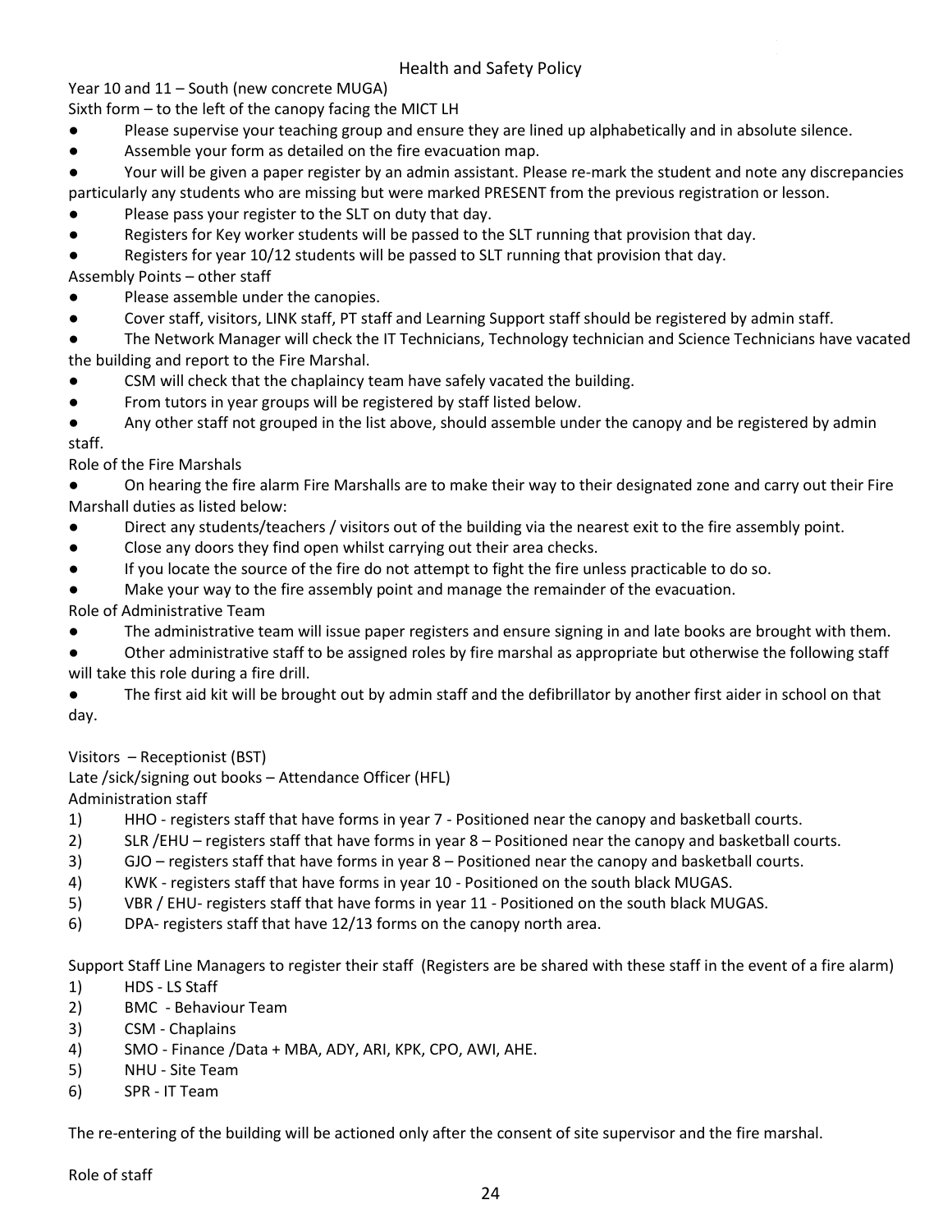Year 10 and 11 – South (new concrete MUGA)

Sixth form – to the left of the canopy facing the MICT LH

- Please supervise your teaching group and ensure they are lined up alphabetically and in absolute silence.
- Assemble your form as detailed on the fire evacuation map.
- Your will be given a paper register by an admin assistant. Please re-mark the student and note any discrepancies particularly any students who are missing but were marked PRESENT from the previous registration or lesson.
- Please pass your register to the SLT on duty that day.
- Registers for Key worker students will be passed to the SLT running that provision that day.
- Registers for year 10/12 students will be passed to SLT running that provision that day.

Assembly Points – other staff

- Please assemble under the canopies.
- Cover staff, visitors, LINK staff, PT staff and Learning Support staff should be registered by admin staff.
- The Network Manager will check the IT Technicians, Technology technician and Science Technicians have vacated the building and report to the Fire Marshal.
- CSM will check that the chaplaincy team have safely vacated the building.
- From tutors in year groups will be registered by staff listed below.
- Any other staff not grouped in the list above, should assemble under the canopy and be registered by admin staff.

Role of the Fire Marshals

- On hearing the fire alarm Fire Marshalls are to make their way to their designated zone and carry out their Fire Marshall duties as listed below:
- Direct any students/teachers / visitors out of the building via the nearest exit to the fire assembly point.
- Close any doors they find open whilst carrying out their area checks.
- If you locate the source of the fire do not attempt to fight the fire unless practicable to do so.
- Make your way to the fire assembly point and manage the remainder of the evacuation.

Role of Administrative Team

- The administrative team will issue paper registers and ensure signing in and late books are brought with them.
- Other administrative staff to be assigned roles by fire marshal as appropriate but otherwise the following staff will take this role during a fire drill.
- The first aid kit will be brought out by admin staff and the defibrillator by another first aider in school on that day.

Visitors – Receptionist (BST)

Late /sick/signing out books – Attendance Officer (HFL)

Administration staff

1) HHO - registers staff that have forms in year 7 - Positioned near the canopy and basketball courts.
2) SLR /EHU – registers staff that have forms in year 8 – Positioned near the canopy and basketball courts.
3) GJO – registers staff that have forms in year 8 – Positioned near the canopy and basketball courts.
4) KWK - registers staff that have forms in year 10 - Positioned on the south black MUGAS.
5) VBR / EHU- registers staff that have forms in year 11 - Positioned on the south black MUGAS.
6) DPA- registers staff that have 12/13 forms on the canopy north area.

Support Staff Line Managers to register their staff (Registers are be shared with these staff in the event of a fire alarm)

1) HDS - LS Staff
2) BMC - Behaviour Team
3) CSM - Chaplains
4) SMO - Finance /Data + MBA, ADY, ARI, KPK, CPO, AWI, AHE.
5) NHU - Site Team
6) SPR - IT Team

The re-entering of the building will be actioned only after the consent of site supervisor and the fire marshal.

Role of staff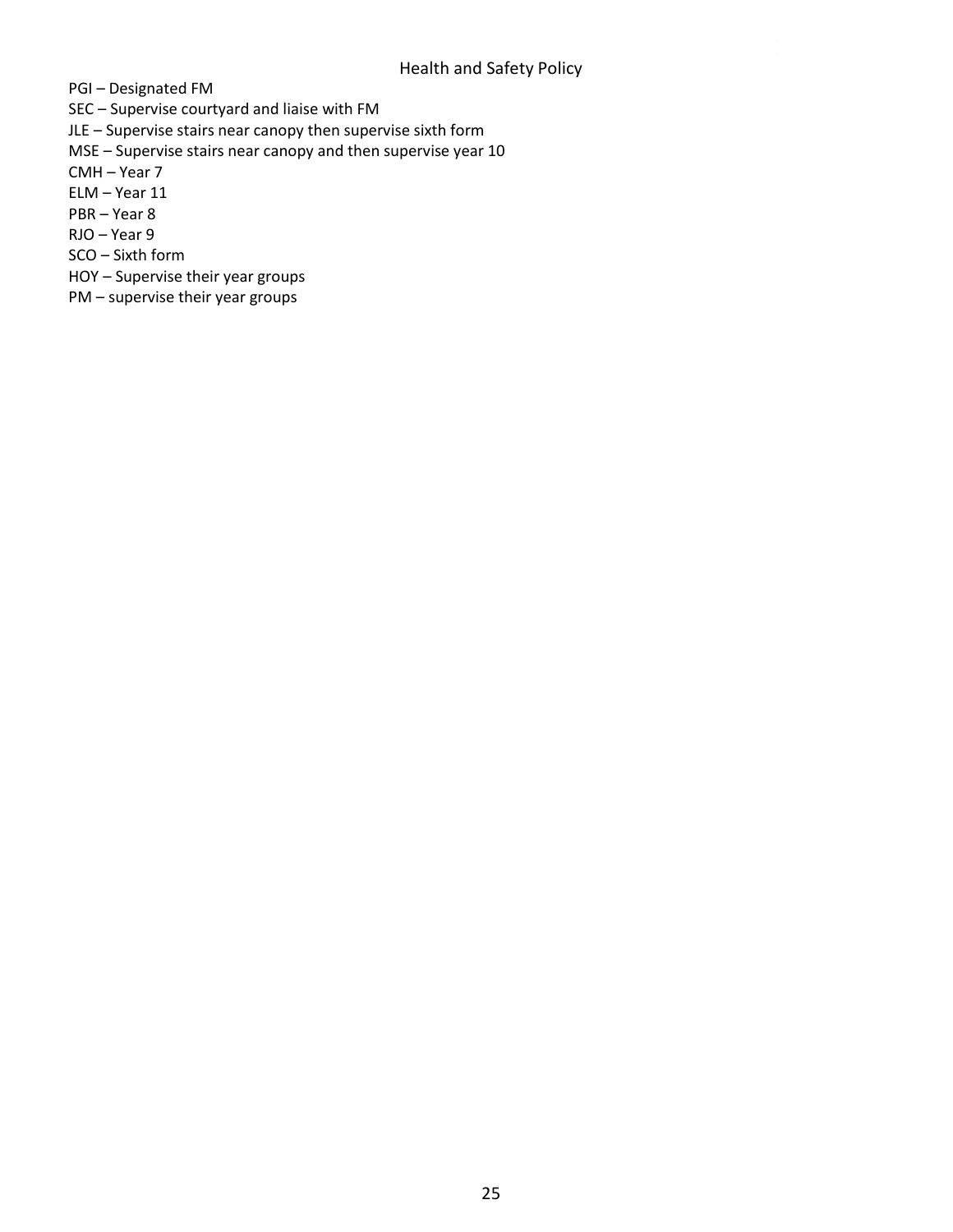PGI – Designated FM
SEC – Supervise courtyard and liaise with FM
JLE – Supervise stairs near canopy then supervise sixth form
MSE – Supervise stairs near canopy and then supervise year 10
CMH – Year 7
ELM – Year 11
PBR – Year 8
RJO – Year 9
SCO – Sixth form
HOY – Supervise their year groups
PM – supervise their year groups